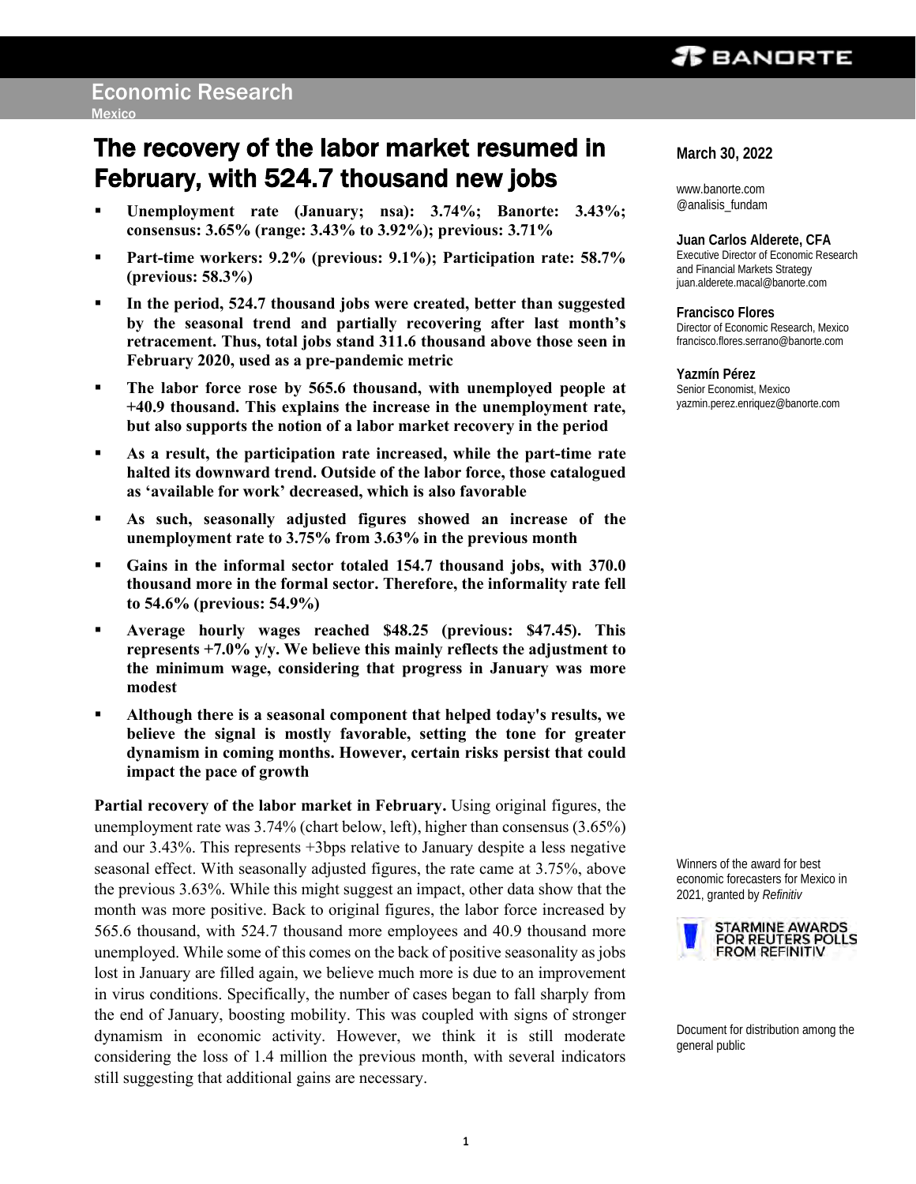Economic Research

Mexico

# The recovery of the labor market resumed in February, with 524.7 thousand new jobs

- **Unemployment rate (January; nsa): 3.74%; Banorte: 3.43%; consensus: 3.65% (range: 3.43% to 3.92%); previous: 3.71%**
- **Part-time workers: 9.2% (previous: 9.1%); Participation rate: 58.7% (previous: 58.3%)**
- **In the period, 524.7 thousand jobs were created, better than suggested by the seasonal trend and partially recovering after last month's retracement. Thus, total jobs stand 311.6 thousand above those seen in February 2020, used as a pre-pandemic metric**
- **The labor force rose by 565.6 thousand, with unemployed people at +40.9 thousand. This explains the increase in the unemployment rate, but also supports the notion of a labor market recovery in the period**
- **As a result, the participation rate increased, while the part-time rate halted its downward trend. Outside of the labor force, those catalogued as 'available for work' decreased, which is also favorable**
- **As such, seasonally adjusted figures showed an increase of the unemployment rate to 3.75% from 3.63% in the previous month**
- **Gains in the informal sector totaled 154.7 thousand jobs, with 370.0 thousand more in the formal sector. Therefore, the informality rate fell to 54.6% (previous: 54.9%)**
- **Average hourly wages reached $48.25 (previous: $47.45). This represents +7.0% y/y. We believe this mainly reflects the adjustment to the minimum wage, considering that progress in January was more modest**
- **Although there is a seasonal component that helped today's results, we believe the signal is mostly favorable, setting the tone for greater dynamism in coming months. However, certain risks persist that could impact the pace of growth**

**Partial recovery of the labor market in February.** Using original figures, the unemployment rate was 3.74% (chart below, left), higher than consensus (3.65%) and our 3.43%. This represents +3bps relative to January despite a less negative seasonal effect. With seasonally adjusted figures, the rate came at 3.75%, above the previous 3.63%. While this might suggest an impact, other data show that the month was more positive. Back to original figures, the labor force increased by 565.6 thousand, with 524.7 thousand more employees and 40.9 thousand more unemployed. While some of this comes on the back of positive seasonality as jobs lost in January are filled again, we believe much more is due to an improvement in virus conditions. Specifically, the number of cases began to fall sharply from the end of January, boosting mobility. This was coupled with signs of stronger dynamism in economic activity. However, we think it is still moderate considering the loss of 1.4 million the previous month, with several indicators still suggesting that additional gains are necessary.

**March 30, 2022**

www.banorte.com
@analisis_fundam

**Juan Carlos Alderete, CFA**
Executive Director of Economic Research and Financial Markets Strategy
juan.alderete.macal@banorte.com

**Francisco Flores**
Director of Economic Research, Mexico
francisco.flores.serrano@banorte.com

**Yazmín Pérez**
Senior Economist, Mexico
yazmin.perez.enriquez@banorte.com

Winners of the award for best economic forecasters for Mexico in 2021, granted by *Refinitiv*

STARMINE AWARDS FOR REUTERS POLLS FROM REFINITIV

Document for distribution among the general public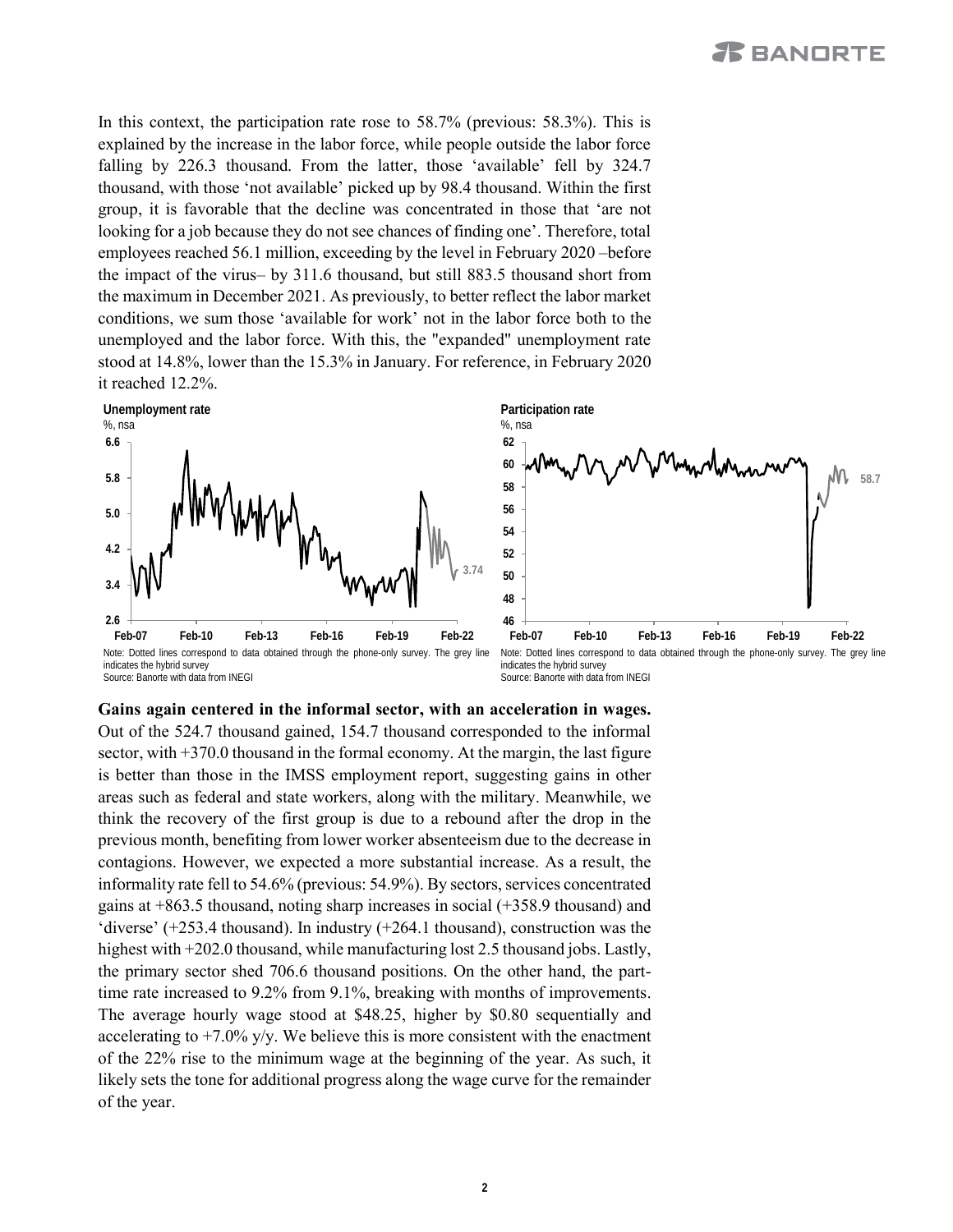In this context, the participation rate rose to 58.7% (previous: 58.3%). This is explained by the increase in the labor force, while people outside the labor force falling by 226.3 thousand. From the latter, those 'available' fell by 324.7 thousand, with those 'not available' picked up by 98.4 thousand. Within the first group, it is favorable that the decline was concentrated in those that 'are not looking for a job because they do not see chances of finding one'. Therefore, total employees reached 56.1 million, exceeding by the level in February 2020 –before the impact of the virus– by 311.6 thousand, but still 883.5 thousand short from the maximum in December 2021. As previously, to better reflect the labor market conditions, we sum those 'available for work' not in the labor force both to the unemployed and the labor force. With this, the "expanded" unemployment rate stood at 14.8%, lower than the 15.3% in January. For reference, in February 2020 it reached 12.2%.

**Unemployment rate**
%, nsa

Note: Dotted lines correspond to data obtained through the phone-only survey. The grey line indicates the hybrid survey
Source: Banorte with data from INEGI

**Participation rate**
%, nsa

Note: Dotted lines correspond to data obtained through the phone-only survey. The grey line indicates the hybrid survey
Source: Banorte with data from INEGI

**Gains again centered in the informal sector, with an acceleration in wages.** Out of the 524.7 thousand gained, 154.7 thousand corresponded to the informal sector, with +370.0 thousand in the formal economy. At the margin, the last figure is better than those in the IMSS employment report, suggesting gains in other areas such as federal and state workers, along with the military. Meanwhile, we think the recovery of the first group is due to a rebound after the drop in the previous month, benefiting from lower worker absenteeism due to the decrease in contagions. However, we expected a more substantial increase. As a result, the informality rate fell to 54.6% (previous: 54.9%). By sectors, services concentrated gains at +863.5 thousand, noting sharp increases in social (+358.9 thousand) and 'diverse' (+253.4 thousand). In industry (+264.1 thousand), construction was the highest with +202.0 thousand, while manufacturing lost 2.5 thousand jobs. Lastly, the primary sector shed 706.6 thousand positions. On the other hand, the part-time rate increased to 9.2% from 9.1%, breaking with months of improvements. The average hourly wage stood at \$48.25, higher by \$0.80 sequentially and accelerating to +7.0% y/y. We believe this is more consistent with the enactment of the 22% rise to the minimum wage at the beginning of the year. As such, it likely sets the tone for additional progress along the wage curve for the remainder of the year.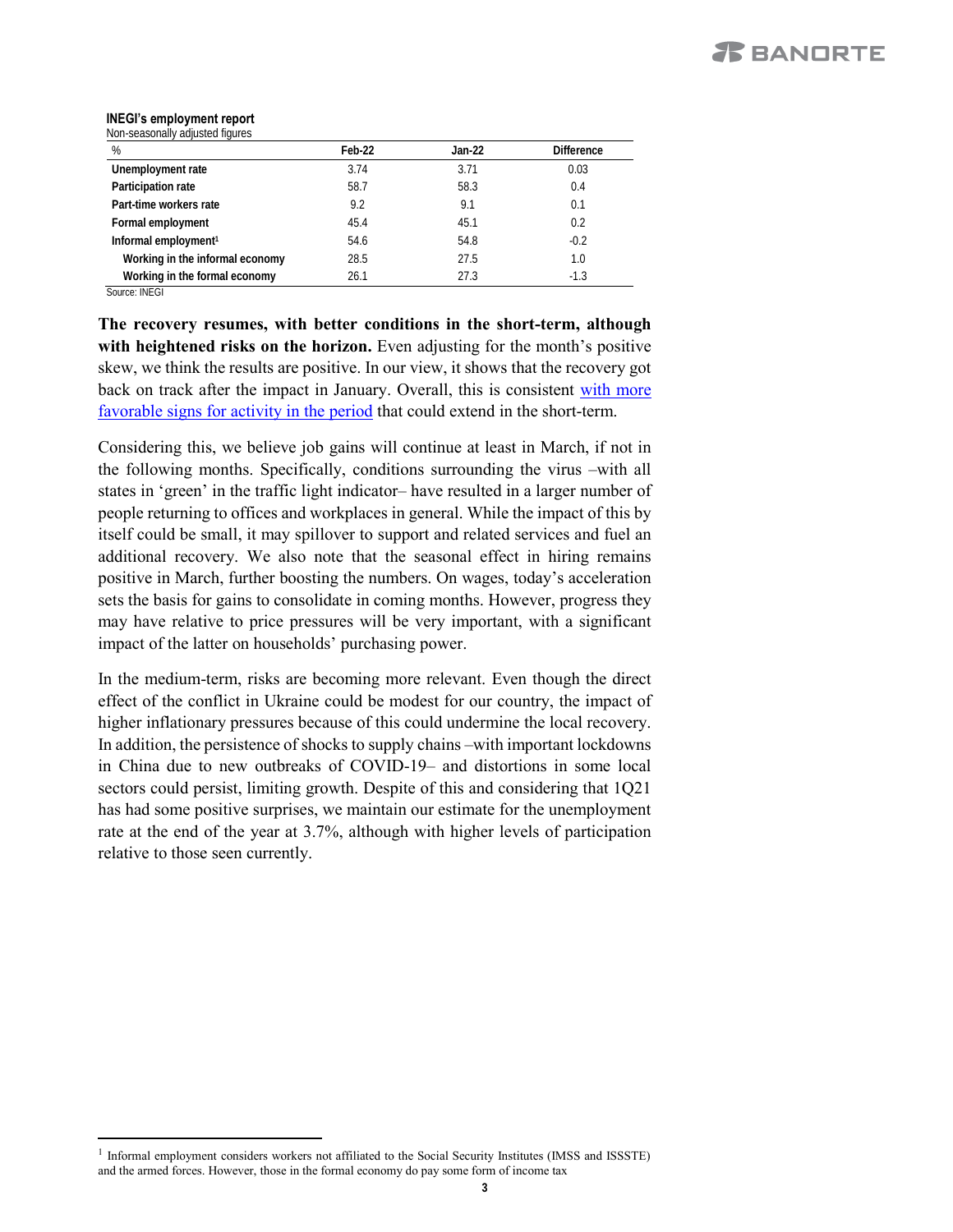**INEGI's employment report**

Non-seasonally adjusted figures

| % | Feb-22 | Jan-22 | Difference |
|---|---|---|---|
| **Unemployment rate** | 3.74 | 3.71 | 0.03 |
| **Participation rate** | 58.7 | 58.3 | 0.4 |
| **Part-time workers rate** | 9.2 | 9.1 | 0.1 |
| **Formal employment** | 45.4 | 45.1 | 0.2 |
| **Informal employment[1]** | 54.6 | 54.8 | -0.2 |
| **Working in the informal economy** | 28.5 | 27.5 | 1.0 |
| **Working in the formal economy** | 26.1 | 27.3 | -1.3 |

Source: INEGI

**The recovery resumes, with better conditions in the short-term, although with heightened risks on the horizon.** Even adjusting for the month's positive skew, we think the results are positive. In our view, it shows that the recovery got back on track after the impact in January. Overall, this is consistent with more favorable signs for activity in the period that could extend in the short-term.

Considering this, we believe job gains will continue at least in March, if not in the following months. Specifically, conditions surrounding the virus –with all states in 'green' in the traffic light indicator– have resulted in a larger number of people returning to offices and workplaces in general. While the impact of this by itself could be small, it may spillover to support and related services and fuel an additional recovery. We also note that the seasonal effect in hiring remains positive in March, further boosting the numbers. On wages, today's acceleration sets the basis for gains to consolidate in coming months. However, progress they may have relative to price pressures will be very important, with a significant impact of the latter on households' purchasing power.

In the medium-term, risks are becoming more relevant. Even though the direct effect of the conflict in Ukraine could be modest for our country, the impact of higher inflationary pressures because of this could undermine the local recovery. In addition, the persistence of shocks to supply chains –with important lockdowns in China due to new outbreaks of COVID-19– and distortions in some local sectors could persist, limiting growth. Despite of this and considering that 1Q21 has had some positive surprises, we maintain our estimate for the unemployment rate at the end of the year at 3.7%, although with higher levels of participation relative to those seen currently.

[1] Informal employment considers workers not affiliated to the Social Security Institutes (IMSS and ISSSTE) and the armed forces. However, those in the formal economy do pay some form of income tax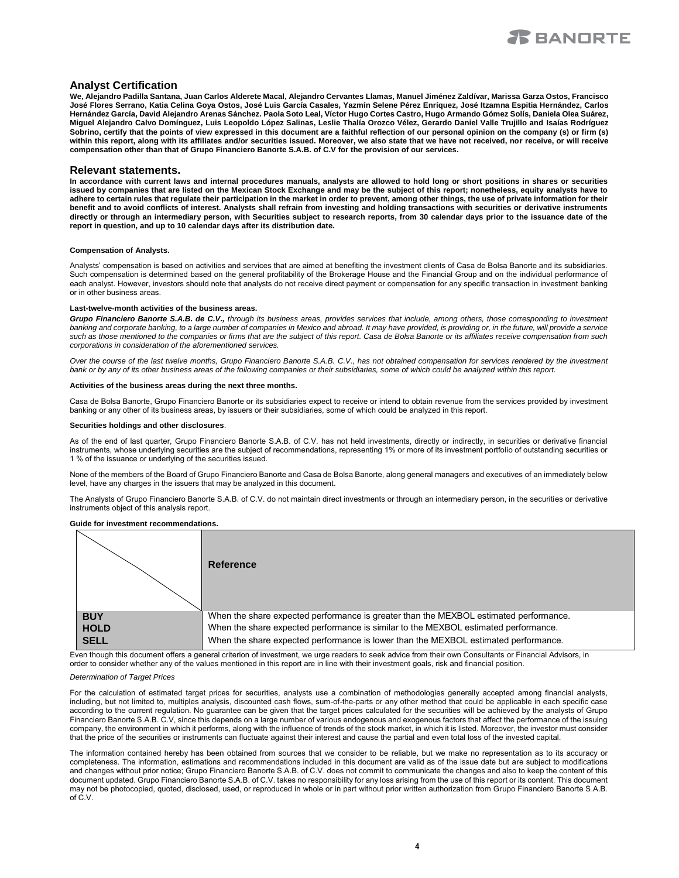## Analyst Certification

**We, Alejandro Padilla Santana, Juan Carlos Alderete Macal, Alejandro Cervantes Llamas, Manuel Jiménez Zaldívar, Marissa Garza Ostos, Francisco José Flores Serrano, Katia Celina Goya Ostos, José Luis García Casales, Yazmín Selene Pérez Enríquez, José Itzamna Espitia Hernández, Carlos Hernández García, David Alejandro Arenas Sánchez. Paola Soto Leal, Víctor Hugo Cortes Castro, Hugo Armando Gómez Solís, Daniela Olea Suárez, Miguel Alejandro Calvo Domínguez, Luis Leopoldo López Salinas, Leslie Thalía Orozco Vélez, Gerardo Daniel Valle Trujillo and Isaías Rodríguez Sobrino, certify that the points of view expressed in this document are a faithful reflection of our personal opinion on the company (s) or firm (s) within this report, along with its affiliates and/or securities issued. Moreover, we also state that we have not received, nor receive, or will receive compensation other than that of Grupo Financiero Banorte S.A.B. of C.V for the provision of our services.**

## Relevant statements.

**In accordance with current laws and internal procedures manuals, analysts are allowed to hold long or short positions in shares or securities issued by companies that are listed on the Mexican Stock Exchange and may be the subject of this report; nonetheless, equity analysts have to adhere to certain rules that regulate their participation in the market in order to prevent, among other things, the use of private information for their benefit and to avoid conflicts of interest. Analysts shall refrain from investing and holding transactions with securities or derivative instruments directly or through an intermediary person, with Securities subject to research reports, from 30 calendar days prior to the issuance date of the report in question, and up to 10 calendar days after its distribution date.**

**Compensation of Analysts.**

Analysts' compensation is based on activities and services that are aimed at benefiting the investment clients of Casa de Bolsa Banorte and its subsidiaries. Such compensation is determined based on the general profitability of the Brokerage House and the Financial Group and on the individual performance of each analyst. However, investors should note that analysts do not receive direct payment or compensation for any specific transaction in investment banking or in other business areas.

**Last-twelve-month activities of the business areas.**

***Grupo Financiero Banorte S.A.B. de C.V.,*** *through its business areas, provides services that include, among others, those corresponding to investment banking and corporate banking, to a large number of companies in Mexico and abroad. It may have provided, is providing or, in the future, will provide a service such as those mentioned to the companies or firms that are the subject of this report. Casa de Bolsa Banorte or its affiliates receive compensation from such corporations in consideration of the aforementioned services.*

*Over the course of the last twelve months, Grupo Financiero Banorte S.A.B. C.V., has not obtained compensation for services rendered by the investment bank or by any of its other business areas of the following companies or their subsidiaries, some of which could be analyzed within this report.*

**Activities of the business areas during the next three months.**

Casa de Bolsa Banorte, Grupo Financiero Banorte or its subsidiaries expect to receive or intend to obtain revenue from the services provided by investment banking or any other of its business areas, by issuers or their subsidiaries, some of which could be analyzed in this report.

**Securities holdings and other disclosures**.

As of the end of last quarter, Grupo Financiero Banorte S.A.B. of C.V. has not held investments, directly or indirectly, in securities or derivative financial instruments, whose underlying securities are the subject of recommendations, representing 1% or more of its investment portfolio of outstanding securities or 1 % of the issuance or underlying of the securities issued.

None of the members of the Board of Grupo Financiero Banorte and Casa de Bolsa Banorte, along general managers and executives of an immediately below level, have any charges in the issuers that may be analyzed in this document.

The Analysts of Grupo Financiero Banorte S.A.B. of C.V. do not maintain direct investments or through an intermediary person, in the securities or derivative instruments object of this analysis report.

**Guide for investment recommendations.**

| | **Reference** |
|---|---|
| **BUY** | When the share expected performance is greater than the MEXBOL estimated performance. |
| **HOLD** | When the share expected performance is similar to the MEXBOL estimated performance. |
| **SELL** | When the share expected performance is lower than the MEXBOL estimated performance. |

Even though this document offers a general criterion of investment, we urge readers to seek advice from their own Consultants or Financial Advisors, in order to consider whether any of the values mentioned in this report are in line with their investment goals, risk and financial position.

*Determination of Target Prices*

For the calculation of estimated target prices for securities, analysts use a combination of methodologies generally accepted among financial analysts, including, but not limited to, multiples analysis, discounted cash flows, sum-of-the-parts or any other method that could be applicable in each specific case according to the current regulation. No guarantee can be given that the target prices calculated for the securities will be achieved by the analysts of Grupo Financiero Banorte S.A.B. C.V, since this depends on a large number of various endogenous and exogenous factors that affect the performance of the issuing company, the environment in which it performs, along with the influence of trends of the stock market, in which it is listed. Moreover, the investor must consider that the price of the securities or instruments can fluctuate against their interest and cause the partial and even total loss of the invested capital.

The information contained hereby has been obtained from sources that we consider to be reliable, but we make no representation as to its accuracy or completeness. The information, estimations and recommendations included in this document are valid as of the issue date but are subject to modifications and changes without prior notice; Grupo Financiero Banorte S.A.B. of C.V. does not commit to communicate the changes and also to keep the content of this document updated. Grupo Financiero Banorte S.A.B. of C.V. takes no responsibility for any loss arising from the use of this report or its content. This document may not be photocopied, quoted, disclosed, used, or reproduced in whole or in part without prior written authorization from Grupo Financiero Banorte S.A.B. of C.V.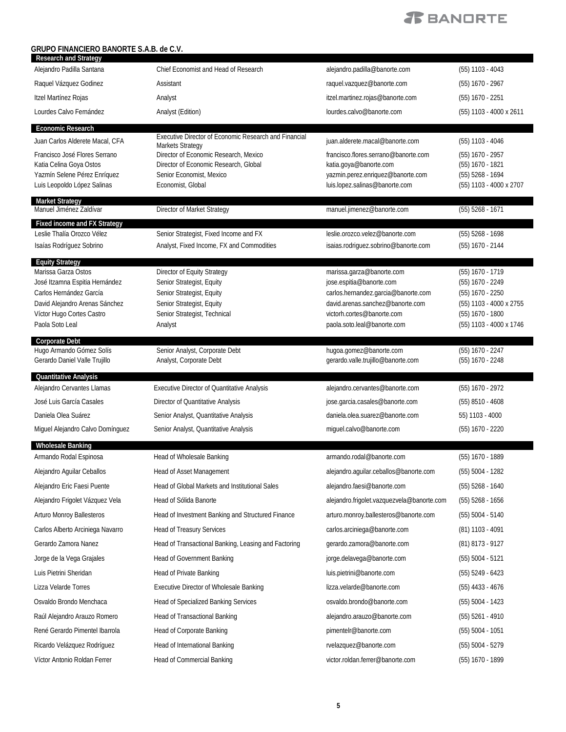**GRUPO FINANCIERO BANORTE S.A.B. de C.V.**

| | | | |
|---|---|---|---|
| **Research and Strategy** | | | |
| Alejandro Padilla Santana | Chief Economist and Head of Research | alejandro.padilla@banorte.com | (55) 1103 - 4043 |
| Raquel Vázquez Godinez | Assistant | raquel.vazquez@banorte.com | (55) 1670 - 2967 |
| Itzel Martínez Rojas | Analyst | itzel.martinez.rojas@banorte.com | (55) 1670 - 2251 |
| Lourdes Calvo Fernández | Analyst (Edition) | lourdes.calvo@banorte.com | (55) 1103 - 4000 x 2611 |
| **Economic Research** | | | |
| Juan Carlos Alderete Macal, CFA | Executive Director of Economic Research and Financial Markets Strategy | juan.alderete.macal@banorte.com | (55) 1103 - 4046 |
| Francisco José Flores Serrano | Director of Economic Research, Mexico | francisco.flores.serrano@banorte.com | (55) 1670 - 2957 |
| Katia Celina Goya Ostos | Director of Economic Research, Global | katia.goya@banorte.com | (55) 1670 - 1821 |
| Yazmín Selene Pérez Enríquez | Senior Economist, Mexico | yazmin.perez.enriquez@banorte.com | (55) 5268 - 1694 |
| Luis Leopoldo López Salinas | Economist, Global | luis.lopez.salinas@banorte.com | (55) 1103 - 4000 x 2707 |
| **Market Strategy** | | | |
| Manuel Jiménez Zaldívar | Director of Market Strategy | manuel.jimenez@banorte.com | (55) 5268 - 1671 |
| **Fixed income and FX Strategy** | | | |
| Leslie Thalía Orozco Vélez | Senior Strategist, Fixed Income and FX | leslie.orozco.velez@banorte.com | (55) 5268 - 1698 |
| Isaías Rodríguez Sobrino | Analyst, Fixed Income, FX and Commodities | isaias.rodriguez.sobrino@banorte.com | (55) 1670 - 2144 |
| **Equity Strategy** | | | |
| Marissa Garza Ostos | Director of Equity Strategy | marissa.garza@banorte.com | (55) 1670 - 1719 |
| José Itzamna Espitia Hernández | Senior Strategist, Equity | jose.espitia@banorte.com | (55) 1670 - 2249 |
| Carlos Hernández García | Senior Strategist, Equity | carlos.hernandez.garcia@banorte.com | (55) 1670 - 2250 |
| David Alejandro Arenas Sánchez | Senior Strategist, Equity | david.arenas.sanchez@banorte.com | (55) 1103 - 4000 x 2755 |
| Víctor Hugo Cortes Castro | Senior Strategist, Technical | victorh.cortes@banorte.com | (55) 1670 - 1800 |
| Paola Soto Leal | Analyst | paola.soto.leal@banorte.com | (55) 1103 - 4000 x 1746 |
| **Corporate Debt** | | | |
| Hugo Armando Gómez Solís | Senior Analyst, Corporate Debt | hugoa.gomez@banorte.com | (55) 1670 - 2247 |
| Gerardo Daniel Valle Trujillo | Analyst, Corporate Debt | gerardo.valle.trujillo@banorte.com | (55) 1670 - 2248 |
| **Quantitative Analysis** | | | |
| Alejandro Cervantes Llamas | Executive Director of Quantitative Analysis | alejandro.cervantes@banorte.com | (55) 1670 - 2972 |
| José Luis García Casales | Director of Quantitative Analysis | jose.garcia.casales@banorte.com | (55) 8510 - 4608 |
| Daniela Olea Suárez | Senior Analyst, Quantitative Analysis | daniela.olea.suarez@banorte.com | 55) 1103 - 4000 |
| Miguel Alejandro Calvo Domínguez | Senior Analyst, Quantitative Analysis | miguel.calvo@banorte.com | (55) 1670 - 2220 |
| **Wholesale Banking** | | | |
| Armando Rodal Espinosa | Head of Wholesale Banking | armando.rodal@banorte.com | (55) 1670 - 1889 |
| Alejandro Aguilar Ceballos | Head of Asset Management | alejandro.aguilar.ceballos@banorte.com | (55) 5004 - 1282 |
| Alejandro Eric Faesi Puente | Head of Global Markets and Institutional Sales | alejandro.faesi@banorte.com | (55) 5268 - 1640 |
| Alejandro Frigolet Vázquez Vela | Head of Sólida Banorte | alejandro.frigolet.vazquezvela@banorte.com | (55) 5268 - 1656 |
| Arturo Monroy Ballesteros | Head of Investment Banking and Structured Finance | arturo.monroy.ballesteros@banorte.com | (55) 5004 - 5140 |
| Carlos Alberto Arciniega Navarro | Head of Treasury Services | carlos.arciniega@banorte.com | (81) 1103 - 4091 |
| Gerardo Zamora Nanez | Head of Transactional Banking, Leasing and Factoring | gerardo.zamora@banorte.com | (81) 8173 - 9127 |
| Jorge de la Vega Grajales | Head of Government Banking | jorge.delavega@banorte.com | (55) 5004 - 5121 |
| Luis Pietrini Sheridan | Head of Private Banking | luis.pietrini@banorte.com | (55) 5249 - 6423 |
| Lizza Velarde Torres | Executive Director of Wholesale Banking | lizza.velarde@banorte.com | (55) 4433 - 4676 |
| Osvaldo Brondo Menchaca | Head of Specialized Banking Services | osvaldo.brondo@banorte.com | (55) 5004 - 1423 |
| Raúl Alejandro Arauzo Romero | Head of Transactional Banking | alejandro.arauzo@banorte.com | (55) 5261 - 4910 |
| René Gerardo Pimentel Ibarrola | Head of Corporate Banking | pimentelr@banorte.com | (55) 5004 - 1051 |
| Ricardo Velázquez Rodríguez | Head of International Banking | rvelazquez@banorte.com | (55) 5004 - 5279 |
| Víctor Antonio Roldan Ferrer | Head of Commercial Banking | victor.roldan.ferrer@banorte.com | (55) 1670 - 1899 |